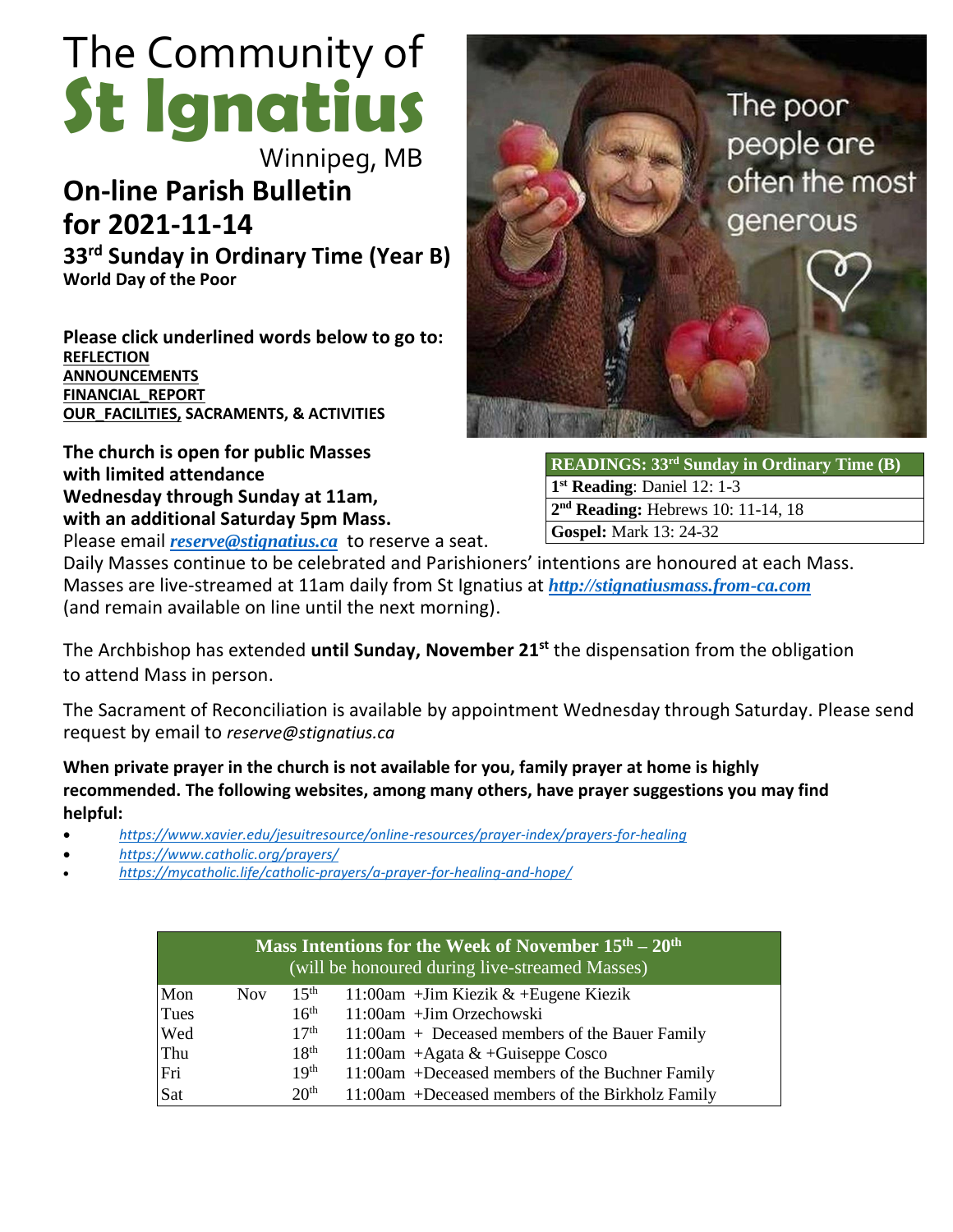# The Community of St Ignatius

Winnipeg, MB

## On-line Parish Bulletin for 2021-11-14

### 33rd Sunday in Ordinary Time (Year B)

**World Day of the Poor**

**Please click underlined words below to go to:**

**REFLECTION**
**ANNOUNCEMENTS**
**FINANCIAL_REPORT**
**OUR_FACILITIES, SACRAMENTS, & ACTIVITIES**

The poor people are often the most generous

| READINGS: 33rd Sunday in Ordinary Time (B) |
|---|
| **1st Reading**: Daniel 12: 1-3 |
| **2nd Reading:** Hebrews 10: 11-14, 18 |
| **Gospel:** Mark 13: 24-32 |

**The church is open for public Masses with limited attendance Wednesday through Sunday at 11am, with an additional Saturday 5pm Mass.**

Please email ***reserve@stignatius.ca*** to reserve a seat.

Daily Masses continue to be celebrated and Parishioners' intentions are honoured at each Mass. Masses are live-streamed at 11am daily from St Ignatius at ***http://stignatiusmass.from-ca.com*** (and remain available on line until the next morning).

The Archbishop has extended **until Sunday, November 21st** the dispensation from the obligation to attend Mass in person.

The Sacrament of Reconciliation is available by appointment Wednesday through Saturday. Please send request by email to *reserve@stignatius.ca*

**When private prayer in the church is not available for you, family prayer at home is highly recommended. The following websites, among many others, have prayer suggestions you may find helpful:**

- *https://www.xavier.edu/jesuitresource/online-resources/prayer-index/prayers-for-healing*
- *https://www.catholic.org/prayers/*
- *https://mycatholic.life/catholic-prayers/a-prayer-for-healing-and-hope/*

| Mass Intentions for the Week of November 15th – 20th (will be honoured during live-streamed Masses) | | | |
|---|---|---|---|
| Mon | Nov | 15th | 11:00am +Jim Kiezik & +Eugene Kiezik |
| Tues | | 16th | 11:00am +Jim Orzechowski |
| Wed | | 17th | 11:00am + Deceased members of the Bauer Family |
| Thu | | 18th | 11:00am +Agata & +Guiseppe Cosco |
| Fri | | 19th | 11:00am +Deceased members of the Buchner Family |
| Sat | | 20th | 11:00am +Deceased members of the Birkholz Family |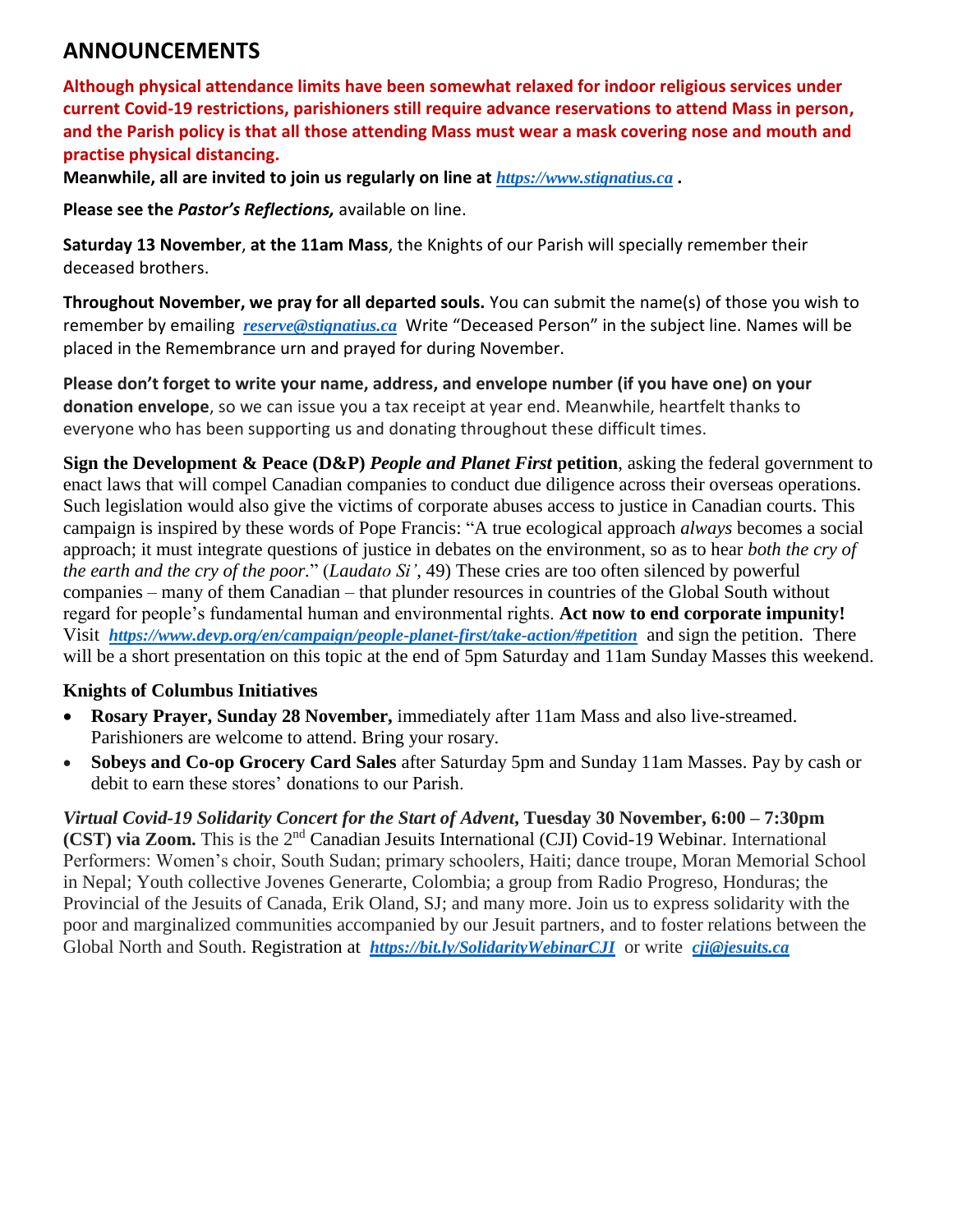## ANNOUNCEMENTS

**Although physical attendance limits have been somewhat relaxed for indoor religious services under current Covid-19 restrictions, parishioners still require advance reservations to attend Mass in person, and the Parish policy is that all those attending Mass must wear a mask covering nose and mouth and practise physical distancing.**

**Meanwhile, all are invited to join us regularly on line at *https://www.stignatius.ca* .**

**Please see the *Pastor's Reflections,*** available on line.

**Saturday 13 November**, **at the 11am Mass**, the Knights of our Parish will specially remember their deceased brothers.

**Throughout November, we pray for all departed souls.** You can submit the name(s) of those you wish to remember by emailing ***reserve@stignatius.ca*** Write "Deceased Person" in the subject line. Names will be placed in the Remembrance urn and prayed for during November.

**Please don't forget to write your name, address, and envelope number (if you have one) on your donation envelope**, so we can issue you a tax receipt at year end. Meanwhile, heartfelt thanks to everyone who has been supporting us and donating throughout these difficult times.

**Sign the Development & Peace (D&P) *People and Planet First* petition**, asking the federal government to enact laws that will compel Canadian companies to conduct due diligence across their overseas operations. Such legislation would also give the victims of corporate abuses access to justice in Canadian courts. This campaign is inspired by these words of Pope Francis: "A true ecological approach *always* becomes a social approach; it must integrate questions of justice in debates on the environment, so as to hear *both the cry of the earth and the cry of the poor*." (*Laudato Si'*, 49) These cries are too often silenced by powerful companies – many of them Canadian – that plunder resources in countries of the Global South without regard for people's fundamental human and environmental rights. **Act now to end corporate impunity!** Visit ***https://www.devp.org/en/campaign/people-planet-first/take-action/#petition*** and sign the petition. There will be a short presentation on this topic at the end of 5pm Saturday and 11am Sunday Masses this weekend.

### Knights of Columbus Initiatives

- **Rosary Prayer, Sunday 28 November,** immediately after 11am Mass and also live-streamed. Parishioners are welcome to attend. Bring your rosary.
- **Sobeys and Co-op Grocery Card Sales** after Saturday 5pm and Sunday 11am Masses. Pay by cash or debit to earn these stores' donations to our Parish.

***Virtual Covid-19 Solidarity Concert for the Start of Advent*, Tuesday 30 November, 6:00 – 7:30pm (CST) via Zoom.** This is the 2nd Canadian Jesuits International (CJI) Covid-19 Webinar. International Performers: Women's choir, South Sudan; primary schoolers, Haiti; dance troupe, Moran Memorial School in Nepal; Youth collective Jovenes Generarte, Colombia; a group from Radio Progreso, Honduras; the Provincial of the Jesuits of Canada, Erik Oland, SJ; and many more. Join us to express solidarity with the poor and marginalized communities accompanied by our Jesuit partners, and to foster relations between the Global North and South. Registration at ***https://bit.ly/SolidarityWebinarCJI*** or write ***cji@jesuits.ca***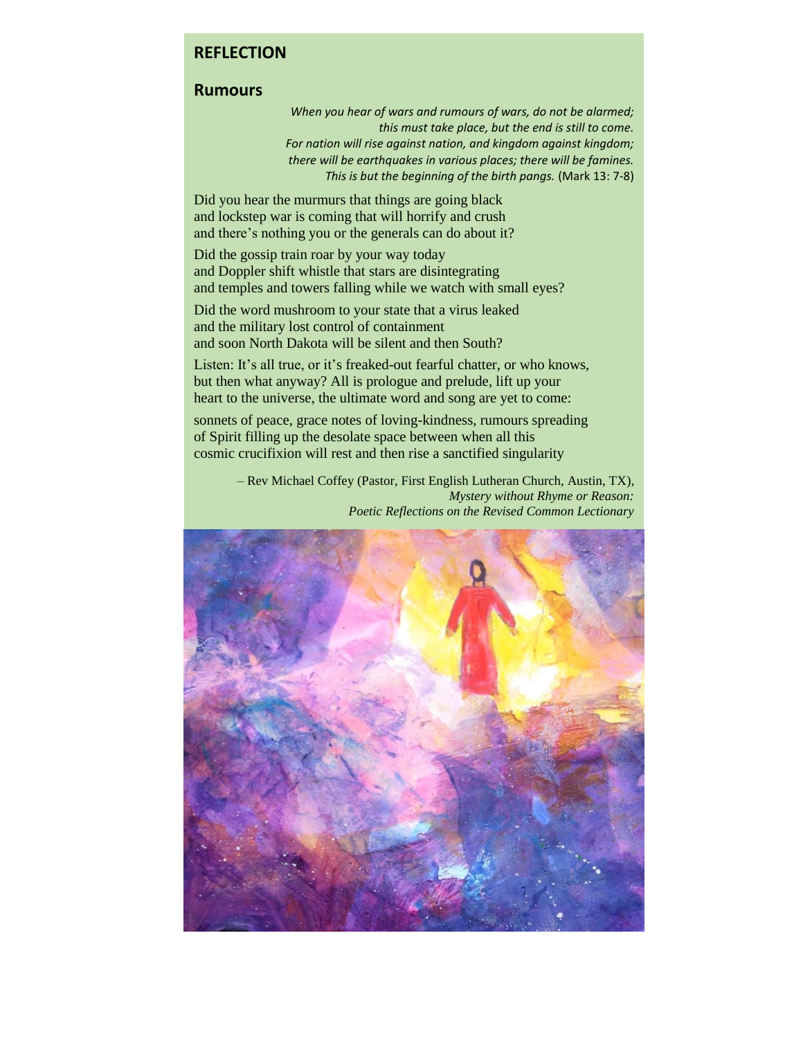## REFLECTION

### Rumours

*When you hear of wars and rumours of wars, do not be alarmed;*
*this must take place, but the end is still to come.*
*For nation will rise against nation, and kingdom against kingdom;*
*there will be earthquakes in various places; there will be famines.*
*This is but the beginning of the birth pangs.* (Mark 13: 7-8)

Did you hear the murmurs that things are going black
and lockstep war is coming that will horrify and crush
and there's nothing you or the generals can do about it?

Did the gossip train roar by your way today
and Doppler shift whistle that stars are disintegrating
and temples and towers falling while we watch with small eyes?

Did the word mushroom to your state that a virus leaked
and the military lost control of containment
and soon North Dakota will be silent and then South?

Listen: It's all true, or it's freaked-out fearful chatter, or who knows,
but then what anyway? All is prologue and prelude, lift up your
heart to the universe, the ultimate word and song are yet to come:

sonnets of peace, grace notes of loving-kindness, rumours spreading
of Spirit filling up the desolate space between when all this
cosmic crucifixion will rest and then rise a sanctified singularity

– Rev Michael Coffey (Pastor, First English Lutheran Church, Austin, TX),
*Mystery without Rhyme or Reason:*
*Poetic Reflections on the Revised Common Lectionary*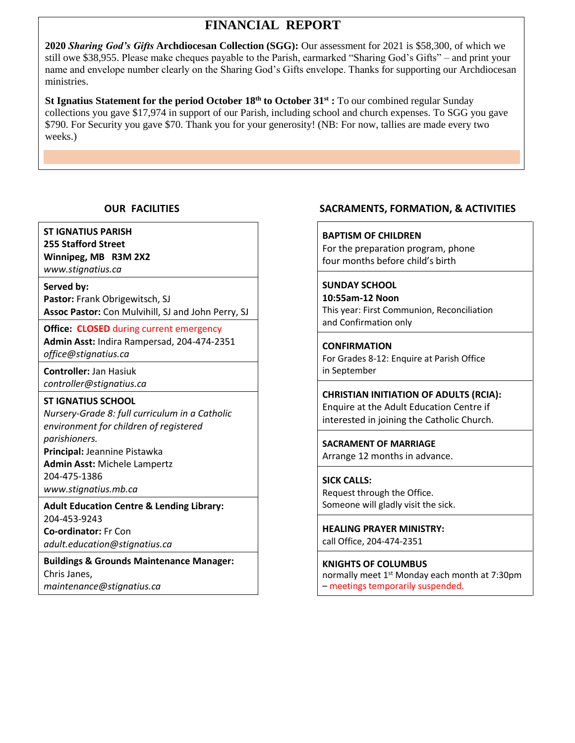# FINANCIAL REPORT

**2020 *Sharing God's Gifts* Archdiocesan Collection (SGG):** Our assessment for 2021 is $58,300, of which we still owe $38,955. Please make cheques payable to the Parish, earmarked "Sharing God's Gifts" – and print your name and envelope number clearly on the Sharing God's Gifts envelope. Thanks for supporting our Archdiocesan ministries.

**St Ignatius Statement for the period October 18th to October 31st :** To our combined regular Sunday collections you gave $17,974 in support of our Parish, including school and church expenses. To SGG you gave $790. For Security you gave $70. Thank you for your generosity! (NB: For now, tallies are made every two weeks.)

## OUR FACILITIES

**ST IGNATIUS PARISH**
**255 Stafford Street**
**Winnipeg, MB R3M 2X2**
*www.stignatius.ca*

**Served by:**
**Pastor:** Frank Obrigewitsch, SJ
**Assoc Pastor:** Con Mulvihill, SJ and John Perry, SJ

**Office: CLOSED** during current emergency
**Admin Asst:** Indira Rampersad, 204-474-2351
*office@stignatius.ca*

**Controller:** Jan Hasiuk
*controller@stignatius.ca*

**ST IGNATIUS SCHOOL**
*Nursery-Grade 8: full curriculum in a Catholic environment for children of registered parishioners.*
**Principal:** Jeannine Pistawka
**Admin Asst:** Michele Lampertz
204-475-1386
*www.stignatius.mb.ca*

**Adult Education Centre & Lending Library:**
204-453-9243
**Co-ordinator:** Fr Con
*adult.education@stignatius.ca*

**Buildings & Grounds Maintenance Manager:**
Chris Janes,
*maintenance@stignatius.ca*

## SACRAMENTS, FORMATION, & ACTIVITIES

**BAPTISM OF CHILDREN**
For the preparation program, phone four months before child's birth

**SUNDAY SCHOOL**
**10:55am-12 Noon**
This year: First Communion, Reconciliation and Confirmation only

**CONFIRMATION**
For Grades 8-12: Enquire at Parish Office in September

**CHRISTIAN INITIATION OF ADULTS (RCIA):**
Enquire at the Adult Education Centre if interested in joining the Catholic Church.

**SACRAMENT OF MARRIAGE**
Arrange 12 months in advance.

**SICK CALLS:**
Request through the Office.
Someone will gladly visit the sick.

**HEALING PRAYER MINISTRY:**
call Office, 204-474-2351

**KNIGHTS OF COLUMBUS**
normally meet 1st Monday each month at 7:30pm – meetings temporarily suspended.